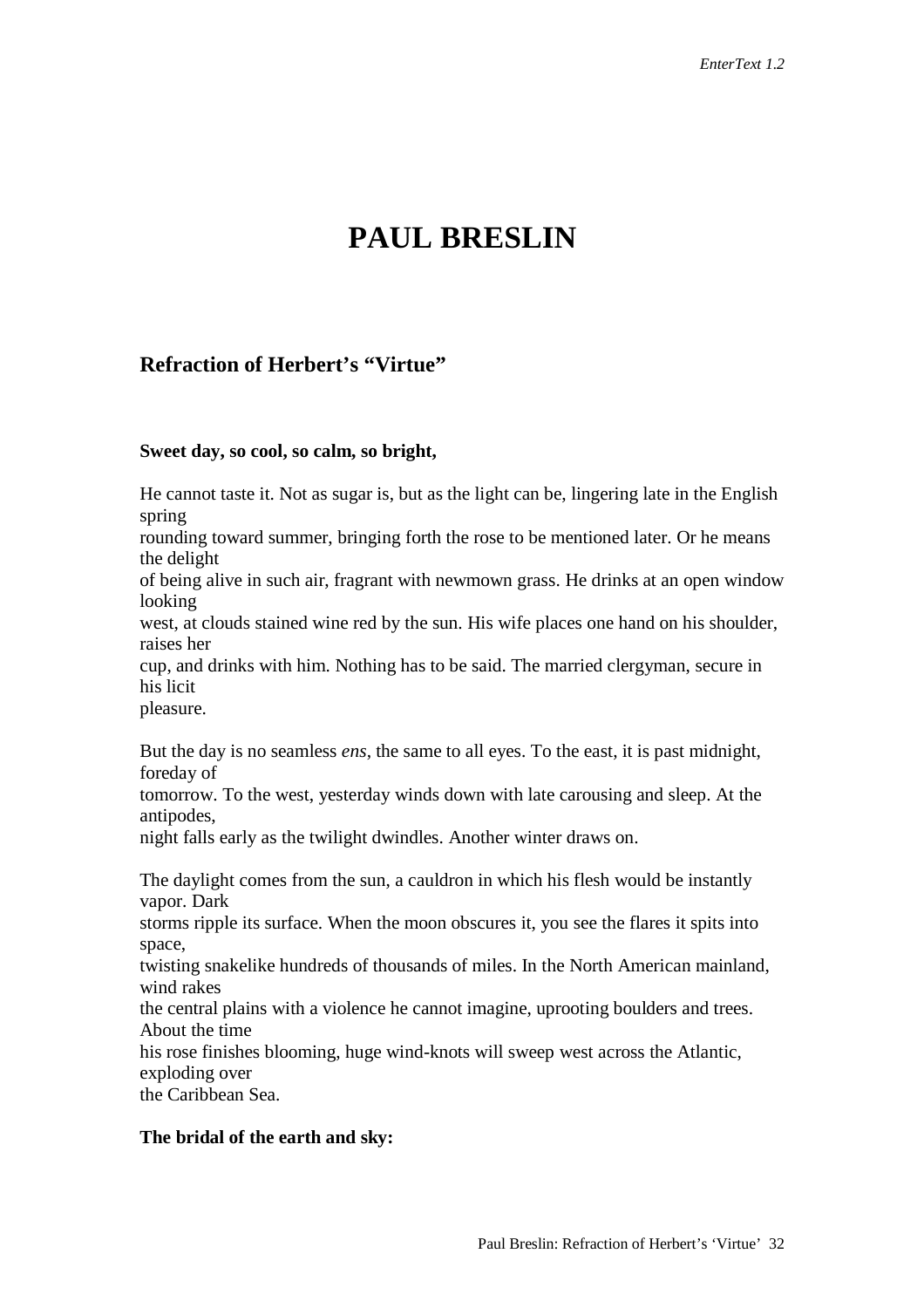# PAUL BRESLIN

## Refraction of Herbert's "Virtue"

**Sweet day, so cool, so calm, so bright,**

He cannot taste it. Not as sugar is, but as the light can be, lingering late in the English spring
rounding toward summer, bringing forth the rose to be mentioned later. Or he means the delight
of being alive in such air, fragrant with newmown grass. He drinks at an open window looking
west, at clouds stained wine red by the sun. His wife places one hand on his shoulder, raises her
cup, and drinks with him. Nothing has to be said. The married clergyman, secure in his licit
pleasure.

But the day is no seamless *ens*, the same to all eyes. To the east, it is past midnight, foreday of
tomorrow. To the west, yesterday winds down with late carousing and sleep. At the antipodes,
night falls early as the twilight dwindles. Another winter draws on.

The daylight comes from the sun, a cauldron in which his flesh would be instantly vapor. Dark
storms ripple its surface. When the moon obscures it, you see the flares it spits into space,
twisting snakelike hundreds of thousands of miles. In the North American mainland, wind rakes
the central plains with a violence he cannot imagine, uprooting boulders and trees. About the time
his rose finishes blooming, huge wind-knots will sweep west across the Atlantic, exploding over
the Caribbean Sea.

**The bridal of the earth and sky:**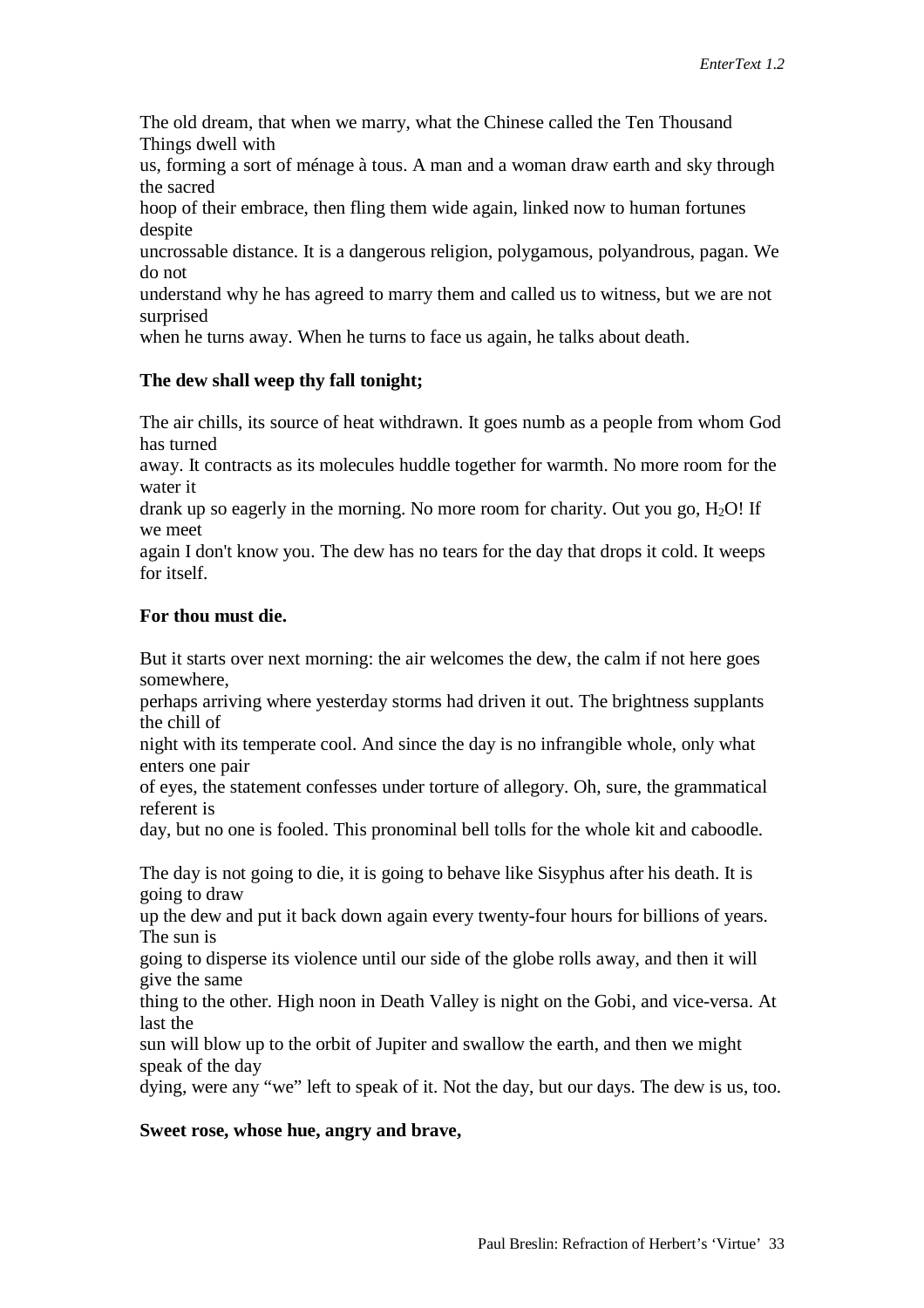The old dream, that when we marry, what the Chinese called the Ten Thousand Things dwell with us, forming a sort of ménage à tous. A man and a woman draw earth and sky through the sacred hoop of their embrace, then fling them wide again, linked now to human fortunes despite uncrossable distance. It is a dangerous religion, polygamous, polyandrous, pagan. We do not understand why he has agreed to marry them and called us to witness, but we are not surprised when he turns away. When he turns to face us again, he talks about death.

**The dew shall weep thy fall tonight;**

The air chills, its source of heat withdrawn. It goes numb as a people from whom God has turned away. It contracts as its molecules huddle together for warmth. No more room for the water it drank up so eagerly in the morning. No more room for charity. Out you go, $H_2O$! If we meet again I don't know you. The dew has no tears for the day that drops it cold. It weeps for itself.

**For thou must die.**

But it starts over next morning: the air welcomes the dew, the calm if not here goes somewhere, perhaps arriving where yesterday storms had driven it out. The brightness supplants the chill of night with its temperate cool. And since the day is no infrangible whole, only what enters one pair of eyes, the statement confesses under torture of allegory. Oh, sure, the grammatical referent is day, but no one is fooled. This pronominal bell tolls for the whole kit and caboodle.

The day is not going to die, it is going to behave like Sisyphus after his death. It is going to draw up the dew and put it back down again every twenty-four hours for billions of years. The sun is going to disperse its violence until our side of the globe rolls away, and then it will give the same thing to the other. High noon in Death Valley is night on the Gobi, and vice-versa. At last the sun will blow up to the orbit of Jupiter and swallow the earth, and then we might speak of the day dying, were any "we" left to speak of it. Not the day, but our days. The dew is us, too.

**Sweet rose, whose hue, angry and brave,**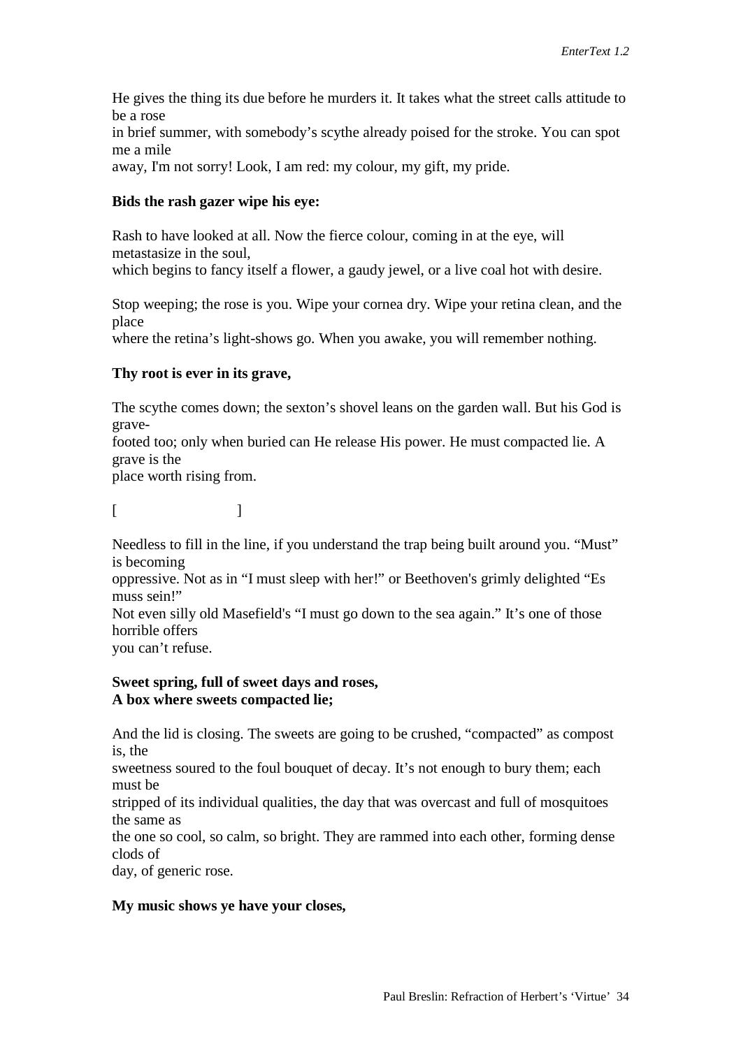He gives the thing its due before he murders it. It takes what the street calls attitude to be a rose
in brief summer, with somebody's scythe already poised for the stroke. You can spot me a mile
away, I'm not sorry! Look, I am red: my colour, my gift, my pride.

**Bids the rash gazer wipe his eye:**

Rash to have looked at all. Now the fierce colour, coming in at the eye, will metastasize in the soul,
which begins to fancy itself a flower, a gaudy jewel, or a live coal hot with desire.

Stop weeping; the rose is you. Wipe your cornea dry. Wipe your retina clean, and the place
where the retina's light-shows go. When you awake, you will remember nothing.

**Thy root is ever in its grave,**

The scythe comes down; the sexton's shovel leans on the garden wall. But his God is grave-
footed too; only when buried can He release His power. He must compacted lie. A grave is the
place worth rising from.

[ ]

Needless to fill in the line, if you understand the trap being built around you. "Must" is becoming
oppressive. Not as in "I must sleep with her!" or Beethoven's grimly delighted "Es muss sein!"
Not even silly old Masefield's "I must go down to the sea again." It's one of those horrible offers
you can't refuse.

**Sweet spring, full of sweet days and roses,**
**A box where sweets compacted lie;**

And the lid is closing. The sweets are going to be crushed, "compacted" as compost is, the
sweetness soured to the foul bouquet of decay. It's not enough to bury them; each must be
stripped of its individual qualities, the day that was overcast and full of mosquitoes the same as
the one so cool, so calm, so bright. They are rammed into each other, forming dense clods of
day, of generic rose.

**My music shows ye have your closes,**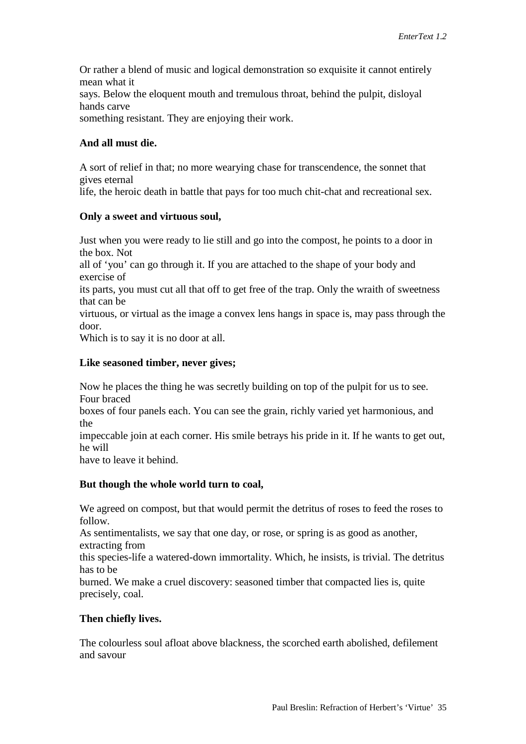Or rather a blend of music and logical demonstration so exquisite it cannot entirely mean what it says. Below the eloquent mouth and tremulous throat, behind the pulpit, disloyal hands carve something resistant. They are enjoying their work.

**And all must die.**

A sort of relief in that; no more wearying chase for transcendence, the sonnet that gives eternal life, the heroic death in battle that pays for too much chit-chat and recreational sex.

**Only a sweet and virtuous soul,**

Just when you were ready to lie still and go into the compost, he points to a door in the box. Not all of 'you' can go through it. If you are attached to the shape of your body and exercise of its parts, you must cut all that off to get free of the trap. Only the wraith of sweetness that can be virtuous, or virtual as the image a convex lens hangs in space is, may pass through the door. Which is to say it is no door at all.

**Like seasoned timber, never gives;**

Now he places the thing he was secretly building on top of the pulpit for us to see. Four braced boxes of four panels each. You can see the grain, richly varied yet harmonious, and the impeccable join at each corner. His smile betrays his pride in it. If he wants to get out, he will have to leave it behind.

**But though the whole world turn to coal,**

We agreed on compost, but that would permit the detritus of roses to feed the roses to follow. As sentimentalists, we say that one day, or rose, or spring is as good as another, extracting from this species-life a watered-down immortality. Which, he insists, is trivial. The detritus has to be burned. We make a cruel discovery: seasoned timber that compacted lies is, quite precisely, coal.

**Then chiefly lives.**

The colourless soul afloat above blackness, the scorched earth abolished, defilement and savour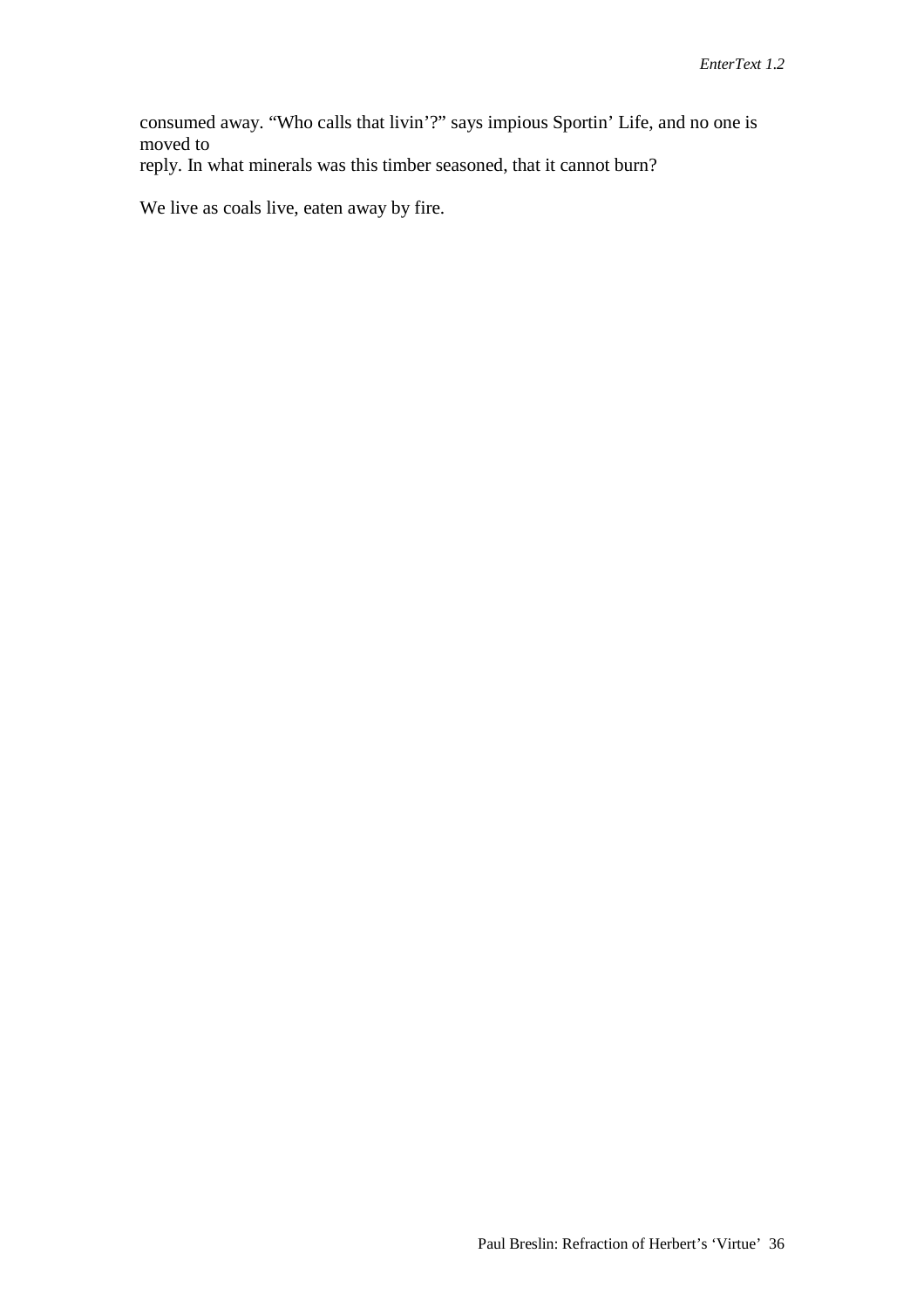consumed away. “Who calls that livin’?” says impious Sportin’ Life, and no one is moved to reply. In what minerals was this timber seasoned, that it cannot burn?

We live as coals live, eaten away by fire.